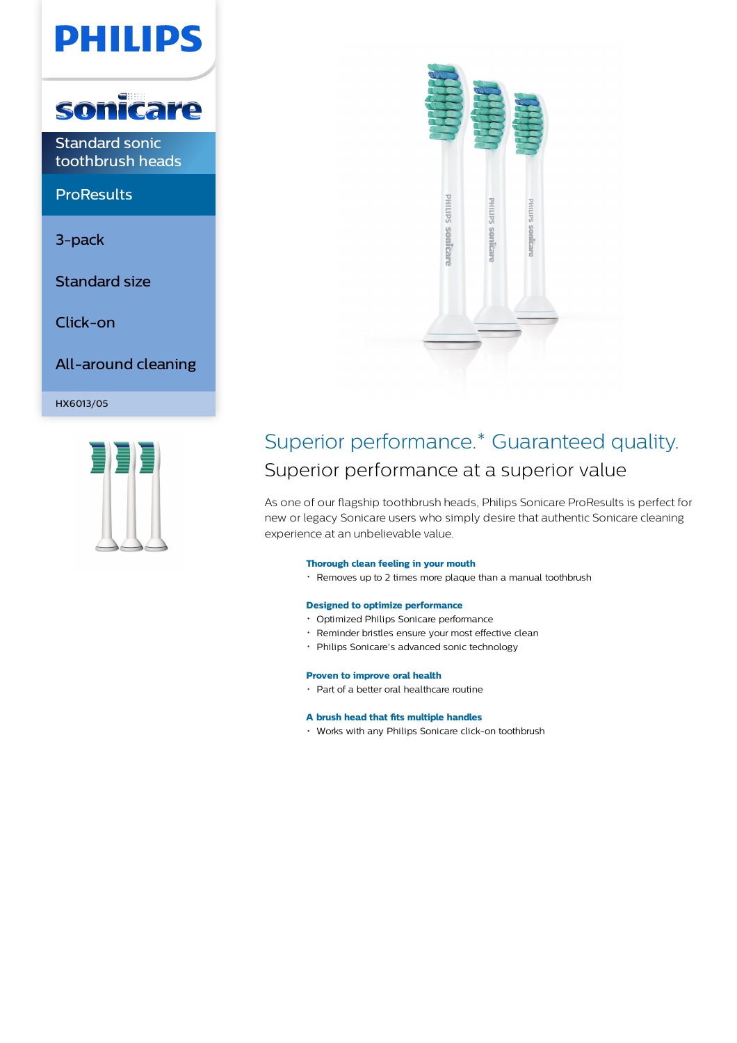PHILIPS

sonicare

Standard sonic toothbrush heads

ProResults

3-pack

Standard size

Click-on

All-around cleaning

HX6013/05

# Superior performance.* Guaranteed quality.

## Superior performance at a superior value

As one of our flagship toothbrush heads, Philips Sonicare ProResults is perfect for new or legacy Sonicare users who simply desire that authentic Sonicare cleaning experience at an unbelievable value.

**Thorough clean feeling in your mouth**

- Removes up to 2 times more plaque than a manual toothbrush

**Designed to optimize performance**

- Optimized Philips Sonicare performance
- Reminder bristles ensure your most effective clean
- Philips Sonicare's advanced sonic technology

**Proven to improve oral health**

- Part of a better oral healthcare routine

**A brush head that fits multiple handles**

- Works with any Philips Sonicare click-on toothbrush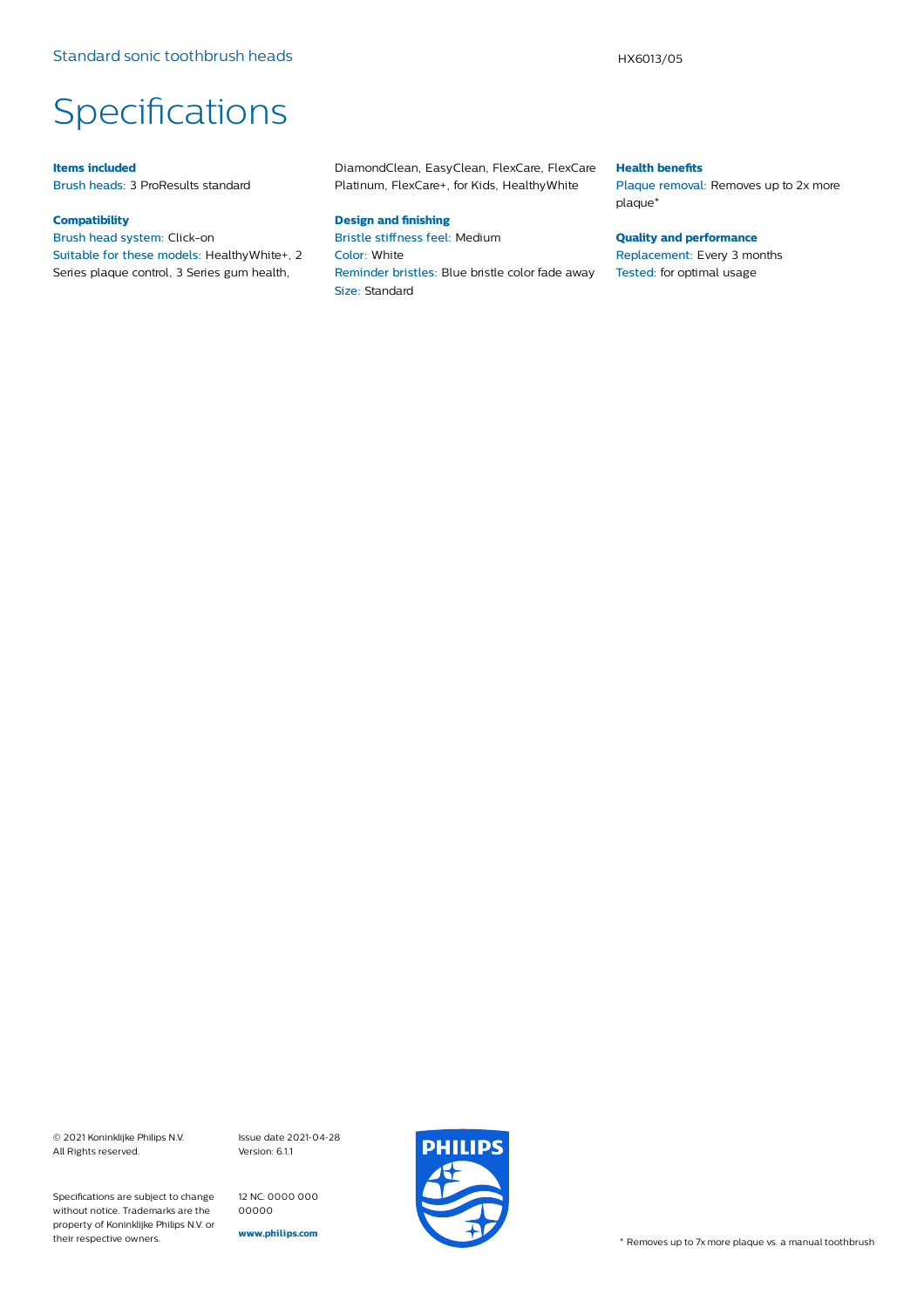# Specifications

### Items included

Brush heads: 3 ProResults standard

### Compatibility

Brush head system: Click-on
Suitable for these models: HealthyWhite+, 2 Series plaque control, 3 Series gum health, DiamondClean, EasyClean, FlexCare, FlexCare Platinum, FlexCare+, for Kids, HealthyWhite

### Design and finishing

Bristle stiffness feel: Medium
Color: White
Reminder bristles: Blue bristle color fade away
Size: Standard

### Health benefits

Plaque removal: Removes up to 2x more plaque*

### Quality and performance

Replacement: Every 3 months
Tested: for optimal usage

© 2021 Koninklijke Philips N.V.
All Rights reserved.

Specifications are subject to change without notice. Trademarks are the property of Koninklijke Philips N.V. or their respective owners.

Issue date 2021-04-28
Version: 6.1.1

12 NC: 0000 000 00000

www.philips.com

* Removes up to 7x more plaque vs. a manual toothbrush